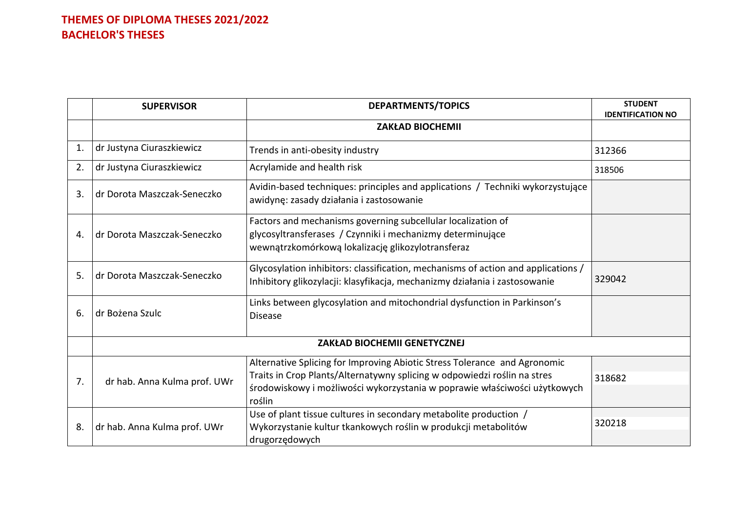# THEMES OF DIPLOMA THESES 2021/2022
## BACHELOR'S THESES

| | SUPERVISOR | DEPARTMENTS/TOPICS | STUDENT IDENTIFICATION NO |
|---|---|---|---|
| | | **ZAKŁAD BIOCHEMII** | |
| 1. | dr Justyna Ciuraszkiewicz | Trends in anti-obesity industry | 312366 |
| 2. | dr Justyna Ciuraszkiewicz | Acrylamide and health risk | 318506 |
| 3. | dr Dorota Maszczak-Seneczko | Avidin-based techniques: principles and applications / Techniki wykorzystujące awidynę: zasady działania i zastosowanie | |
| 4. | dr Dorota Maszczak-Seneczko | Factors and mechanisms governing subcellular localization of glycosyltransferases / Czynniki i mechanizmy determinujące wewnątrzkomórkową lokalizację glikozylotransferaz | |
| 5. | dr Dorota Maszczak-Seneczko | Glycosylation inhibitors: classification, mechanisms of action and applications / Inhibitory glikozylacji: klasyfikacja, mechanizmy działania i zastosowanie | 329042 |
| 6. | dr Bożena Szulc | Links between glycosylation and mitochondrial dysfunction in Parkinson's Disease | |
| | **ZAKŁAD BIOCHEMII GENETYCZNEJ** | | |
| 7. | dr hab. Anna Kulma prof. UWr | Alternative Splicing for Improving Abiotic Stress Tolerance and Agronomic Traits in Crop Plants/Alternatywny splicing w odpowiedzi roślin na stres środowiskowy i możliwości wykorzystania w poprawie właściwości użytkowych roślin | 318682 |
| 8. | dr hab. Anna Kulma prof. UWr | Use of plant tissue cultures in secondary metabolite production / Wykorzystanie kultur tkankowych roślin w produkcji metabolitów drugorzędowych | 320218 |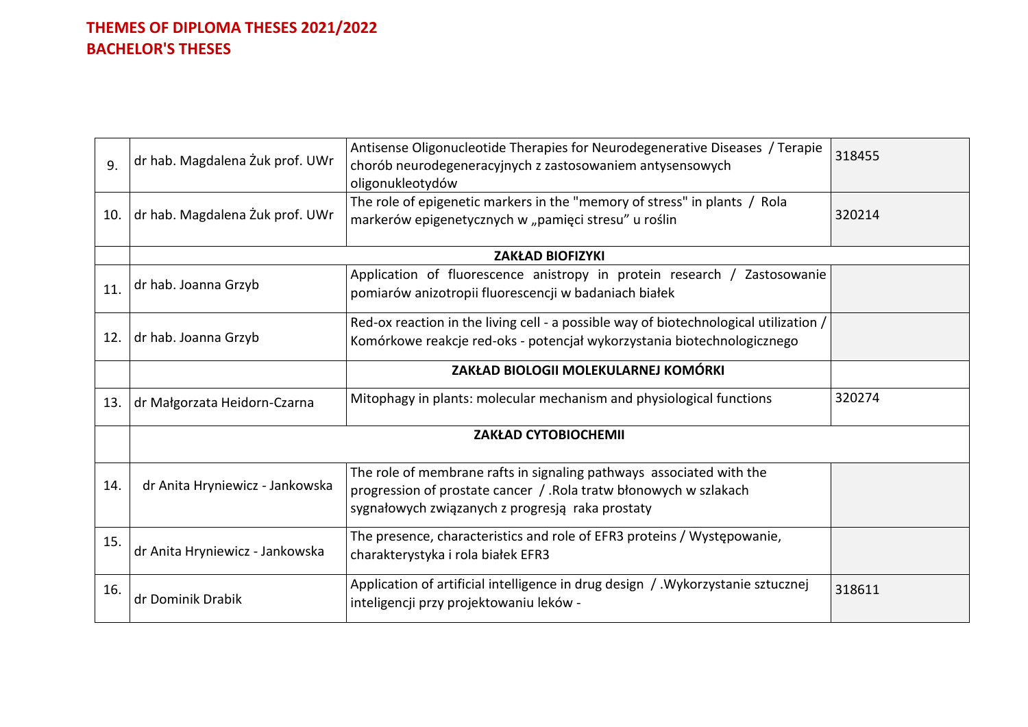**THEMES OF DIPLOMA THESES 2021/2022**
**BACHELOR'S THESES**

| | | | |
|---|---|---|---|
| 9. | dr hab. Magdalena Żuk prof. UWr | Antisense Oligonucleotide Therapies for Neurodegenerative Diseases / Terapie chorób neurodegeneracyjnych z zastosowaniem antysensowych oligonukleotydów | 318455 |
| 10. | dr hab. Magdalena Żuk prof. UWr | The role of epigenetic markers in the "memory of stress" in plants / Rola markerów epigenetycznych w „pamięci stresu" u roślin | 320214 |
| | **ZAKŁAD BIOFIZYKI** | | |
| 11. | dr hab. Joanna Grzyb | Application of fluorescence anistropy in protein research / Zastosowanie pomiarów anizotropii fluorescencji w badaniach białek | |
| 12. | dr hab. Joanna Grzyb | Red-ox reaction in the living cell - a possible way of biotechnological utilization / Komórkowe reakcje red-oks - potencjał wykorzystania biotechnologicznego | |
| | | **ZAKŁAD BIOLOGII MOLEKULARNEJ KOMÓRKI** | |
| 13. | dr Małgorzata Heidorn-Czarna | Mitophagy in plants: molecular mechanism and physiological functions | 320274 |
| | **ZAKŁAD CYTOBIOCHEMII** | | |
| 14. | dr Anita Hryniewicz - Jankowska | The role of membrane rafts in signaling pathways associated with the progression of prostate cancer / .Rola tratw błonowych w szlakach sygnałowych związanych z progresją raka prostaty | |
| 15. | dr Anita Hryniewicz - Jankowska | The presence, characteristics and role of EFR3 proteins / Występowanie, charakterystyka i rola białek EFR3 | |
| 16. | dr Dominik Drabik | Application of artificial intelligence in drug design / .Wykorzystanie sztucznej inteligencji przy projektowaniu leków - | 318611 |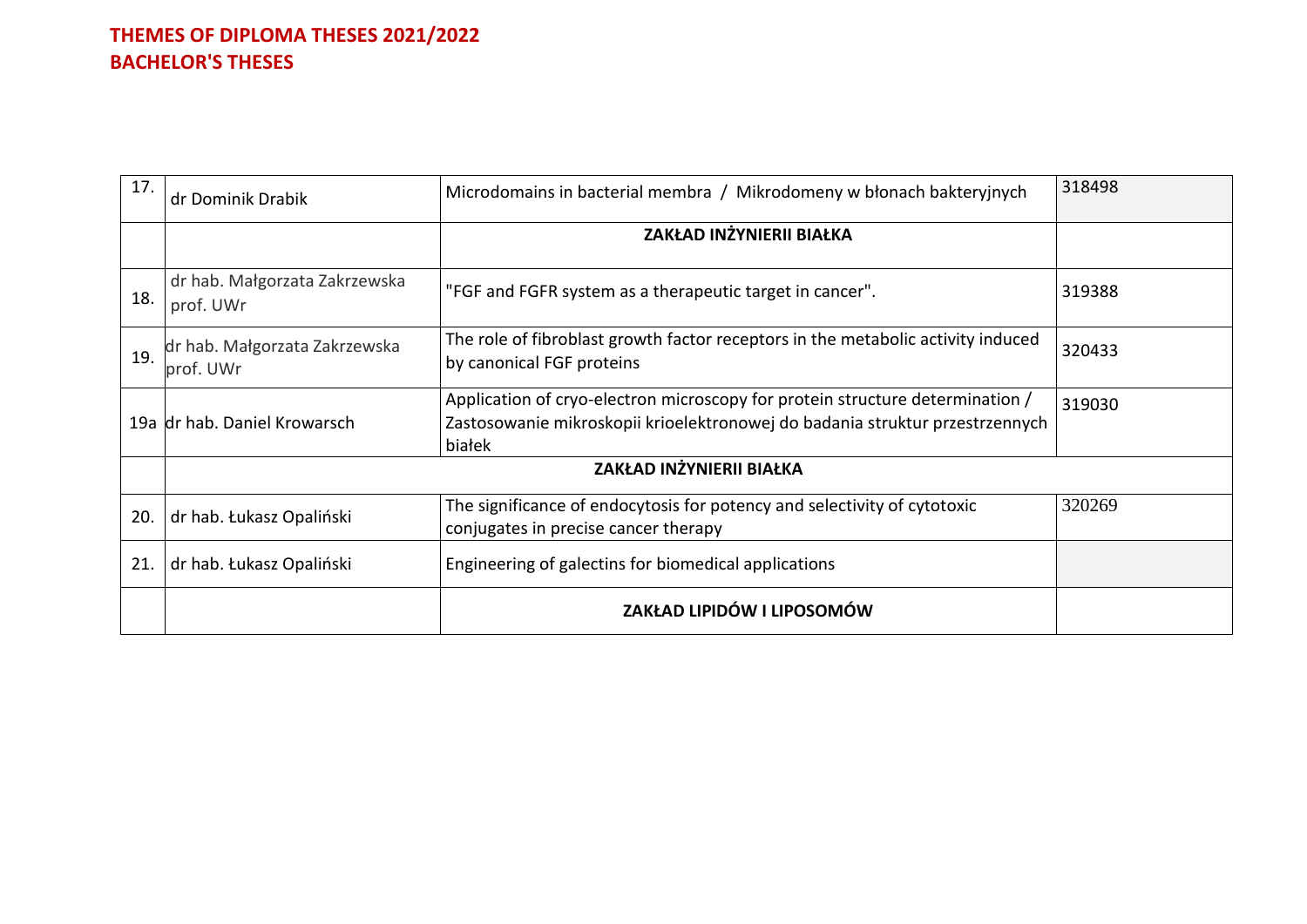**THEMES OF DIPLOMA THESES 2021/2022**
**BACHELOR'S THESES**

| | | | |
|---|---|---|---|
| 17. | dr Dominik Drabik | Microdomains in bacterial membra / Mikrodomeny w błonach bakteryjnych | 318498 |
| | | **ZAKŁAD INŻYNIERII BIAŁKA** | |
| 18. | dr hab. Małgorzata Zakrzewska prof. UWr | "FGF and FGFR system as a therapeutic target in cancer". | 319388 |
| 19. | dr hab. Małgorzata Zakrzewska prof. UWr | The role of fibroblast growth factor receptors in the metabolic activity induced by canonical FGF proteins | 320433 |
| 19a | dr hab. Daniel Krowarsch | Application of cryo-electron microscopy for protein structure determination / Zastosowanie mikroskopii krioelektronowej do badania struktur przestrzennych białek | 319030 |
| | **ZAKŁAD INŻYNIERII BIAŁKA** | | |
| 20. | dr hab. Łukasz Opaliński | The significance of endocytosis for potency and selectivity of cytotoxic conjugates in precise cancer therapy | 320269 |
| 21. | dr hab. Łukasz Opaliński | Engineering of galectins for biomedical applications | |
| | | **ZAKŁAD LIPIDÓW I LIPOSOMÓW** | |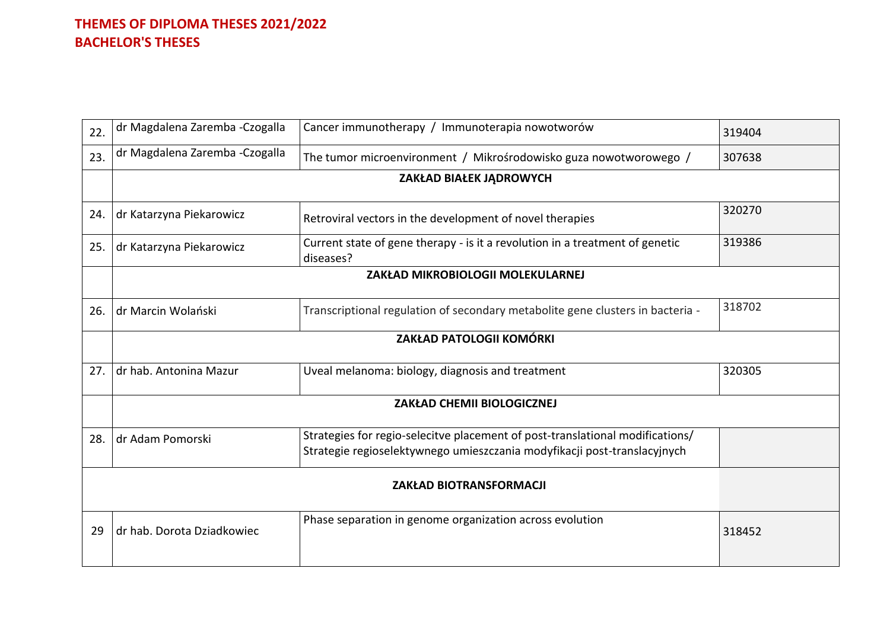**THEMES OF DIPLOMA THESES 2021/2022**
**BACHELOR'S THESES**

| | | | |
|---|---|---|---|
| 22. | dr Magdalena Zaremba -Czogalla | Cancer immunotherapy / Immunoterapia nowotworów | 319404 |
| 23. | dr Magdalena Zaremba -Czogalla | The tumor microenvironment / Mikrośrodowisko guza nowotworowego / | 307638 |
| | **ZAKŁAD BIAŁEK JĄDROWYCH** | | |
| 24. | dr Katarzyna Piekarowicz | Retroviral vectors in the development of novel therapies | 320270 |
| 25. | dr Katarzyna Piekarowicz | Current state of gene therapy - is it a revolution in a treatment of genetic diseases? | 319386 |
| | **ZAKŁAD MIKROBIOLOGII MOLEKULARNEJ** | | |
| 26. | dr Marcin Wolański | Transcriptional regulation of secondary metabolite gene clusters in bacteria - | 318702 |
| | **ZAKŁAD PATOLOGII KOMÓRKI** | | |
| 27. | dr hab. Antonina Mazur | Uveal melanoma: biology, diagnosis and treatment | 320305 |
| | **ZAKŁAD CHEMII BIOLOGICZNEJ** | | |
| 28. | dr Adam Pomorski | Strategies for regio-selecitve placement of post-translational modifications/ Strategie regioselektywnego umieszczania modyfikacji post-translacyjnych | |
| | **ZAKŁAD BIOTRANSFORMACJI** | | |
| 29 | dr hab. Dorota Dziadkowiec | Phase separation in genome organization across evolution | 318452 |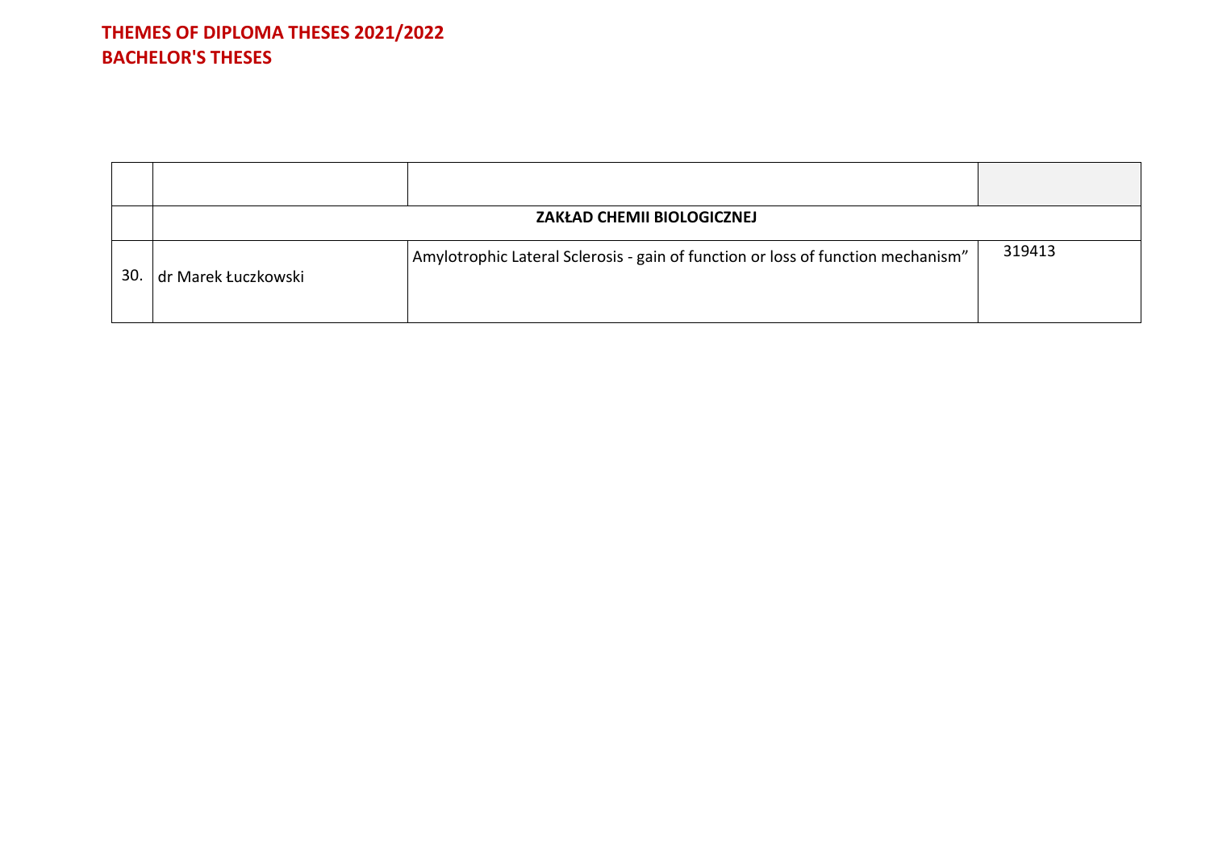# THEMES OF DIPLOMA THESES 2021/2022
# BACHELOR'S THESES

| | | | |
|---|---|---|---|
| | **ZAKŁAD CHEMII BIOLOGICZNEJ** | | |
| 30. | dr Marek Łuczkowski | Amylotrophic Lateral Sclerosis - gain of function or loss of function mechanism” | 319413 |